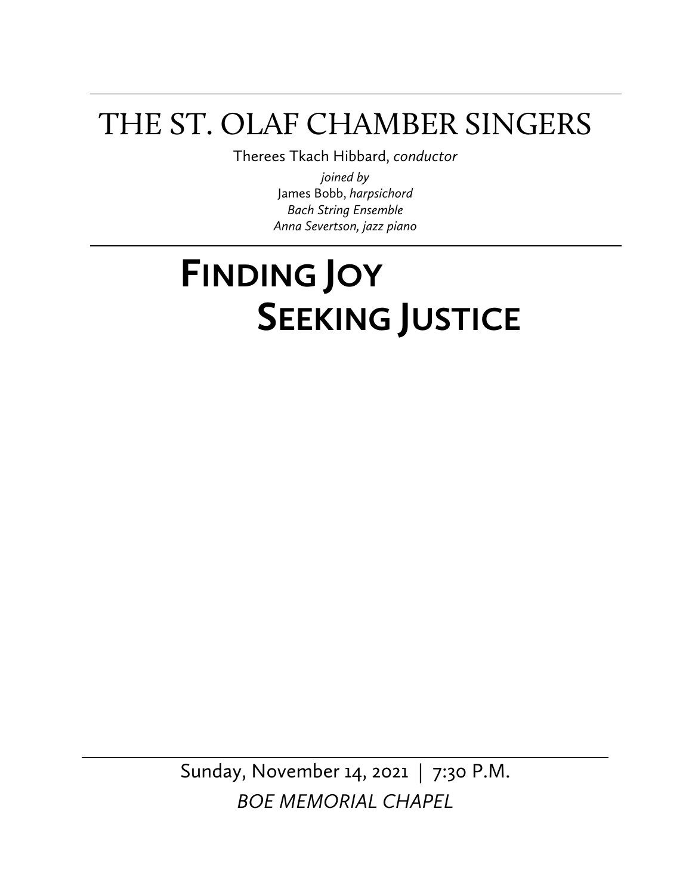# THE ST. OLAF CHAMBER SINGERS

Therees Tkach Hibbard, *conductor*

*joined by*
James Bobb, *harpsichord*
*Bach String Ensemble*
*Anna Severtson, jazz piano*

# **FINDING JOY SEEKING JUSTICE**

Sunday, November 14, 2021 | 7:30 P.M.

*BOE MEMORIAL CHAPEL*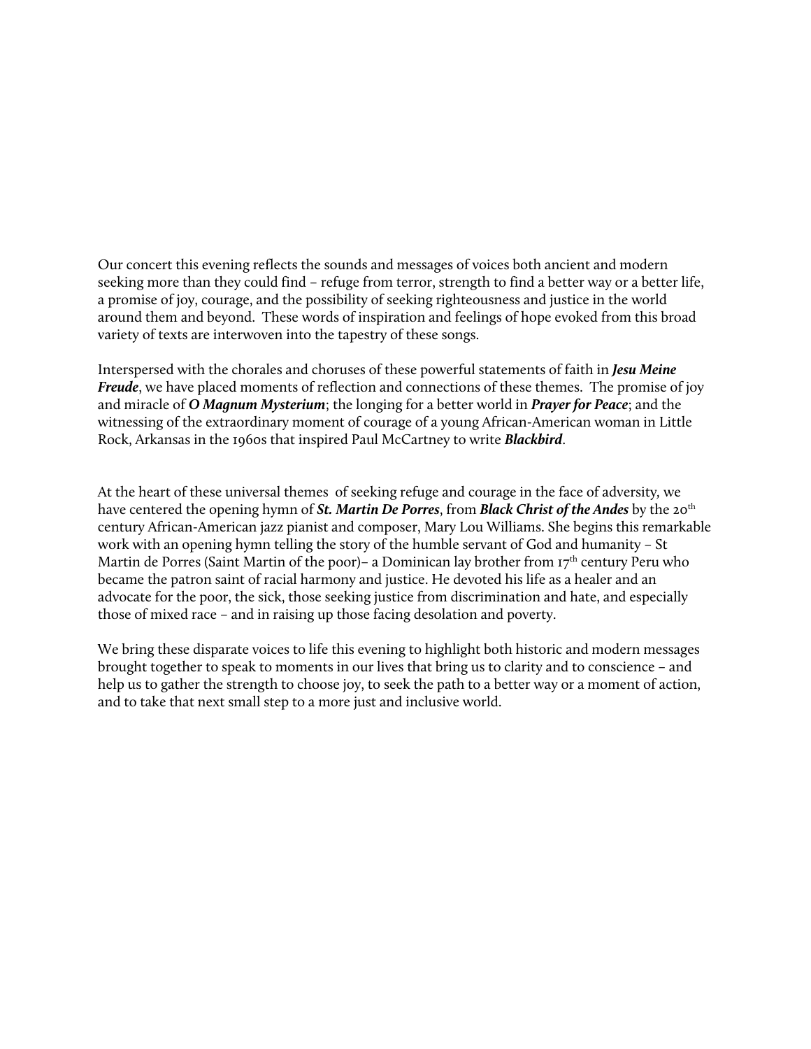Our concert this evening reflects the sounds and messages of voices both ancient and modern seeking more than they could find – refuge from terror, strength to find a better way or a better life, a promise of joy, courage, and the possibility of seeking righteousness and justice in the world around them and beyond. These words of inspiration and feelings of hope evoked from this broad variety of texts are interwoven into the tapestry of these songs.

Interspersed with the chorales and choruses of these powerful statements of faith in ***Jesu Meine Freude***, we have placed moments of reflection and connections of these themes. The promise of joy and miracle of ***O Magnum Mysterium***; the longing for a better world in ***Prayer for Peace***; and the witnessing of the extraordinary moment of courage of a young African-American woman in Little Rock, Arkansas in the 1960s that inspired Paul McCartney to write ***Blackbird***.

At the heart of these universal themes of seeking refuge and courage in the face of adversity, we have centered the opening hymn of ***St. Martin De Porres***, from ***Black Christ of the Andes*** by the 20th century African-American jazz pianist and composer, Mary Lou Williams. She begins this remarkable work with an opening hymn telling the story of the humble servant of God and humanity – St Martin de Porres (Saint Martin of the poor)– a Dominican lay brother from 17th century Peru who became the patron saint of racial harmony and justice. He devoted his life as a healer and an advocate for the poor, the sick, those seeking justice from discrimination and hate, and especially those of mixed race – and in raising up those facing desolation and poverty.

We bring these disparate voices to life this evening to highlight both historic and modern messages brought together to speak to moments in our lives that bring us to clarity and to conscience – and help us to gather the strength to choose joy, to seek the path to a better way or a moment of action, and to take that next small step to a more just and inclusive world.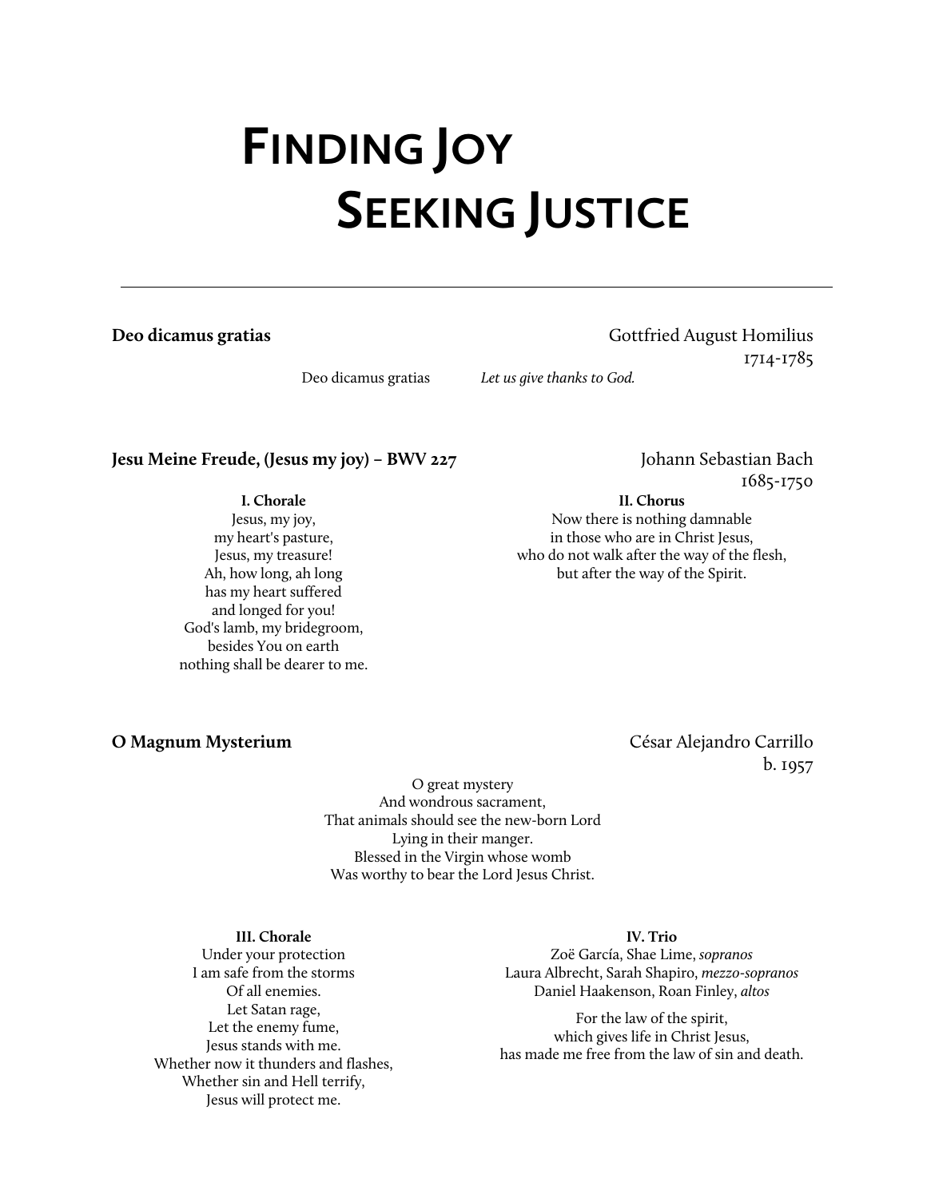# Finding Joy
# Seeking Justice

---

**Deo dicamus gratias**

Gottfried August Homilius
1714-1785

Deo dicamus gratias — *Let us give thanks to God.*

**Jesu Meine Freude, (Jesus my joy) – BWV 227**

Johann Sebastian Bach
1685-1750

**I. Chorale**

Jesus, my joy,
my heart's pasture,
Jesus, my treasure!
Ah, how long, ah long
has my heart suffered
and longed for you!
God's lamb, my bridegroom,
besides You on earth
nothing shall be dearer to me.

**II. Chorus**

Now there is nothing damnable
in those who are in Christ Jesus,
who do not walk after the way of the flesh,
but after the way of the Spirit.

**O Magnum Mysterium**

César Alejandro Carrillo
b. 1957

O great mystery
And wondrous sacrament,
That animals should see the new-born Lord
Lying in their manger.
Blessed in the Virgin whose womb
Was worthy to bear the Lord Jesus Christ.

**III. Chorale**

Under your protection
I am safe from the storms
Of all enemies.
Let Satan rage,
Let the enemy fume,
Jesus stands with me.
Whether now it thunders and flashes,
Whether sin and Hell terrify,
Jesus will protect me.

**IV. Trio**

Zoë García, Shae Lime, *sopranos*
Laura Albrecht, Sarah Shapiro, *mezzo-sopranos*
Daniel Haakenson, Roan Finley, *altos*

For the law of the spirit,
which gives life in Christ Jesus,
has made me free from the law of sin and death.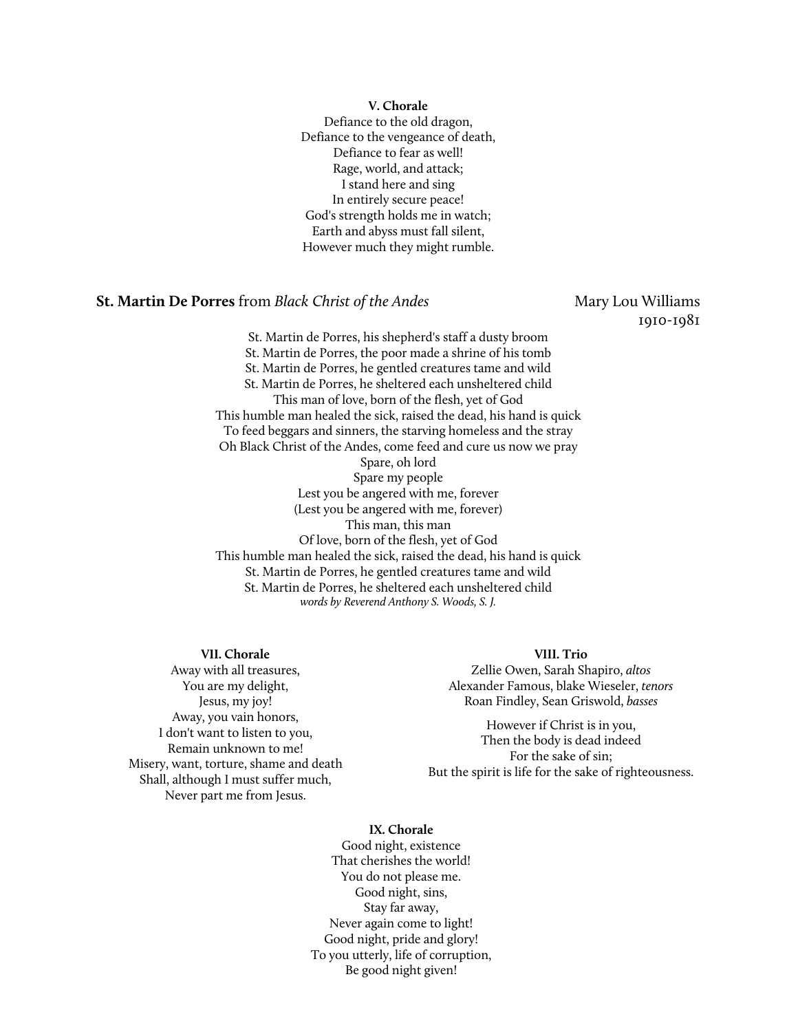**V. Chorale**

Defiance to the old dragon,
Defiance to the vengeance of death,
Defiance to fear as well!
Rage, world, and attack;
I stand here and sing
In entirely secure peace!
God's strength holds me in watch;
Earth and abyss must fall silent,
However much they might rumble.

**St. Martin De Porres** from *Black Christ of the Andes* — Mary Lou Williams, 1910-1981

St. Martin de Porres, his shepherd's staff a dusty broom
St. Martin de Porres, the poor made a shrine of his tomb
St. Martin de Porres, he gentled creatures tame and wild
St. Martin de Porres, he sheltered each unsheltered child
This man of love, born of the flesh, yet of God
This humble man healed the sick, raised the dead, his hand is quick
To feed beggars and sinners, the starving homeless and the stray
Oh Black Christ of the Andes, come feed and cure us now we pray
Spare, oh lord
Spare my people
Lest you be angered with me, forever
(Lest you be angered with me, forever)
This man, this man
Of love, born of the flesh, yet of God
This humble man healed the sick, raised the dead, his hand is quick
St. Martin de Porres, he gentled creatures tame and wild
St. Martin de Porres, he sheltered each unsheltered child

*words by Reverend Anthony S. Woods, S. J.*

**VII. Chorale**

Away with all treasures,
You are my delight,
Jesus, my joy!
Away, you vain honors,
I don't want to listen to you,
Remain unknown to me!
Misery, want, torture, shame and death
Shall, although I must suffer much,
Never part me from Jesus.

**VIII. Trio**

Zellie Owen, Sarah Shapiro, *altos*
Alexander Famous, blake Wieseler, *tenors*
Roan Findley, Sean Griswold, *basses*

However if Christ is in you,
Then the body is dead indeed
For the sake of sin;
But the spirit is life for the sake of righteousness.

**IX. Chorale**

Good night, existence
That cherishes the world!
You do not please me.
Good night, sins,
Stay far away,
Never again come to light!
Good night, pride and glory!
To you utterly, life of corruption,
Be good night given!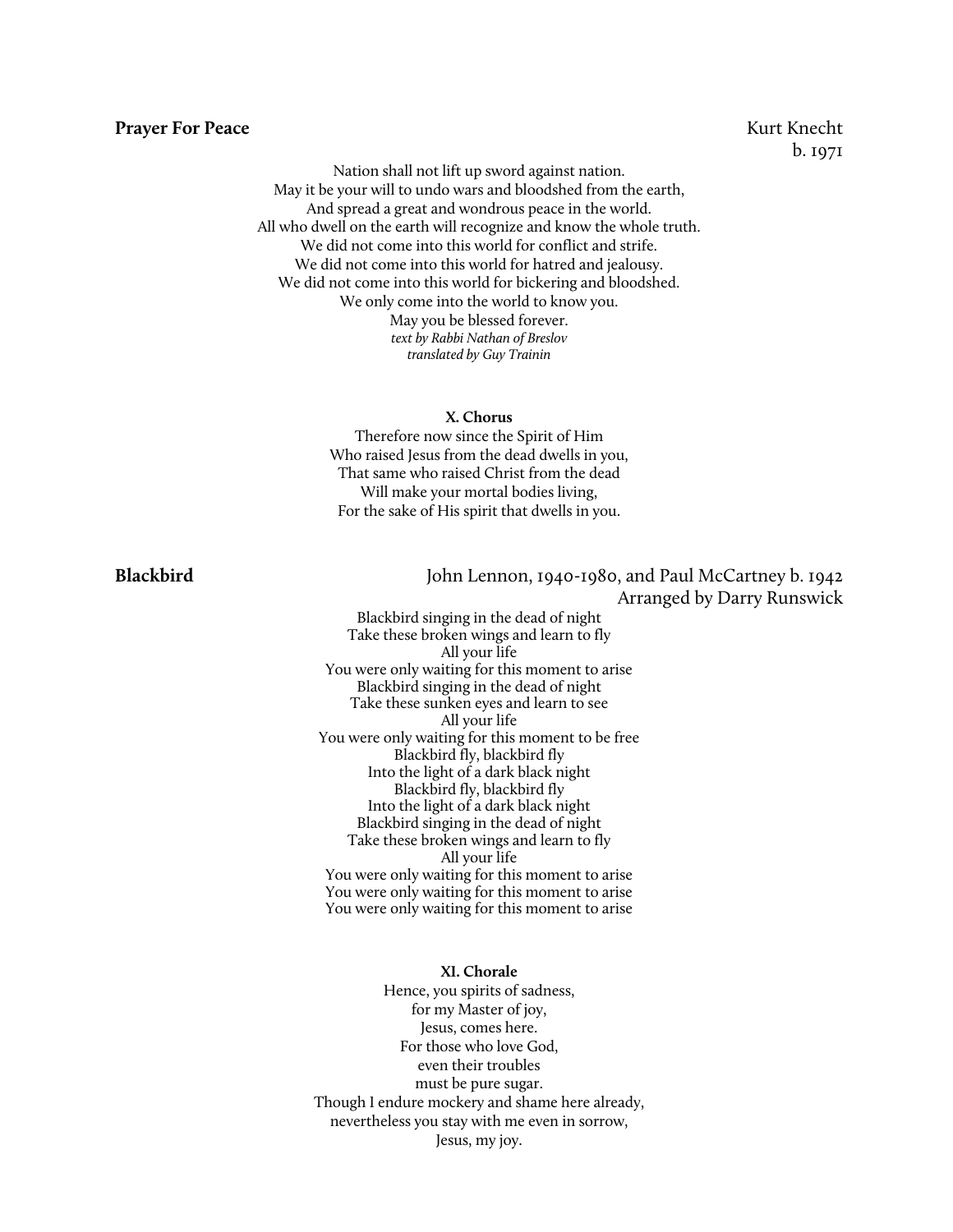**Prayer For Peace** Kurt Knecht
b. 1971

Nation shall not lift up sword against nation.
May it be your will to undo wars and bloodshed from the earth,
And spread a great and wondrous peace in the world.
All who dwell on the earth will recognize and know the whole truth.
We did not come into this world for conflict and strife.
We did not come into this world for hatred and jealousy.
We did not come into this world for bickering and bloodshed.
We only come into the world to know you.
May you be blessed forever.
*text by Rabbi Nathan of Breslov*
*translated by Guy Trainin*

**X. Chorus**

Therefore now since the Spirit of Him
Who raised Jesus from the dead dwells in you,
That same who raised Christ from the dead
Will make your mortal bodies living,
For the sake of His spirit that dwells in you.

**Blackbird** John Lennon, 1940-1980, and Paul McCartney b. 1942
Arranged by Darry Runswick

Blackbird singing in the dead of night
Take these broken wings and learn to fly
All your life
You were only waiting for this moment to arise
Blackbird singing in the dead of night
Take these sunken eyes and learn to see
All your life
You were only waiting for this moment to be free
Blackbird fly, blackbird fly
Into the light of a dark black night
Blackbird fly, blackbird fly
Into the light of a dark black night
Blackbird singing in the dead of night
Take these broken wings and learn to fly
All your life
You were only waiting for this moment to arise
You were only waiting for this moment to arise
You were only waiting for this moment to arise

**XI. Chorale**

Hence, you spirits of sadness,
for my Master of joy,
Jesus, comes here.
For those who love God,
even their troubles
must be pure sugar.
Though I endure mockery and shame here already,
nevertheless you stay with me even in sorrow,
Jesus, my joy.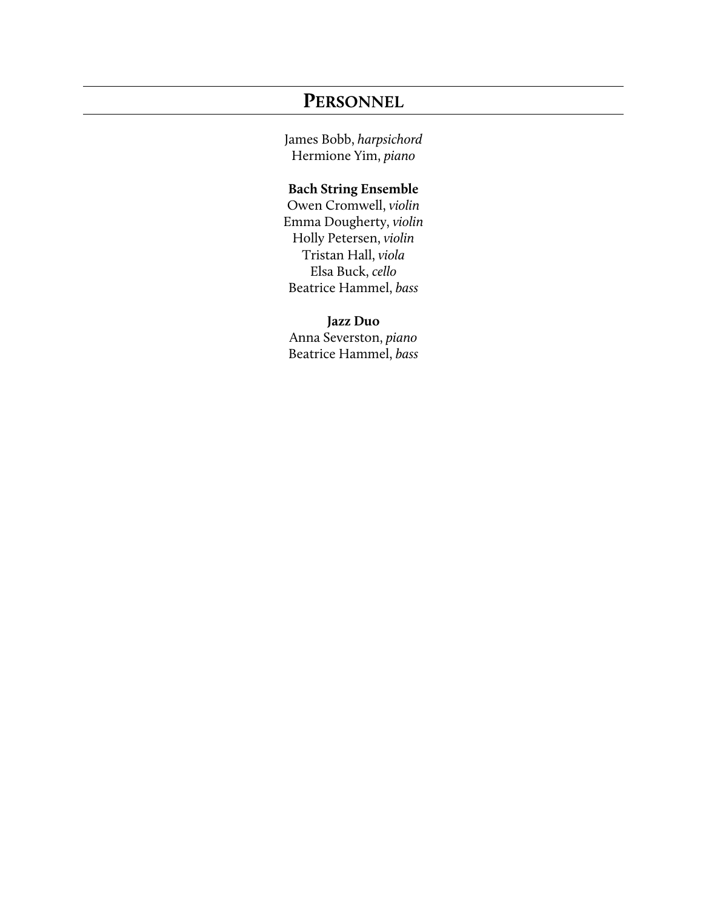# Personnel

James Bobb, *harpsichord*
Hermione Yim, *piano*

**Bach String Ensemble**
Owen Cromwell, *violin*
Emma Dougherty, *violin*
Holly Petersen, *violin*
Tristan Hall, *viola*
Elsa Buck, *cello*
Beatrice Hammel, *bass*

**Jazz Duo**
Anna Severston, *piano*
Beatrice Hammel, *bass*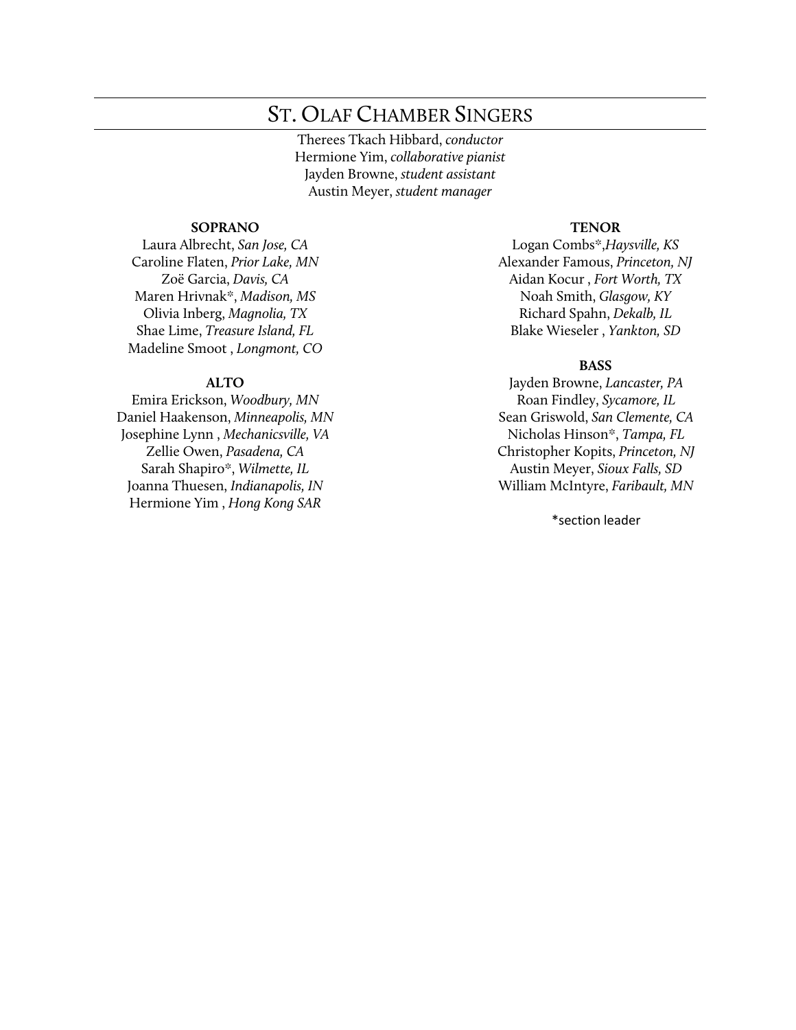# St. Olaf Chamber Singers

Therees Tkach Hibbard, *conductor*
Hermione Yim, *collaborative pianist*
Jayden Browne, *student assistant*
Austin Meyer, *student manager*

**SOPRANO**

Laura Albrecht, *San Jose, CA*
Caroline Flaten, *Prior Lake, MN*
Zoë Garcia, *Davis, CA*
Maren Hrivnak*, *Madison, MS*
Olivia Inberg, *Magnolia, TX*
Shae Lime, *Treasure Island, FL*
Madeline Smoot , *Longmont, CO*

**ALTO**

Emira Erickson, *Woodbury, MN*
Daniel Haakenson, *Minneapolis, MN*
Josephine Lynn , *Mechanicsville, VA*
Zellie Owen, *Pasadena, CA*
Sarah Shapiro*, *Wilmette, IL*
Joanna Thuesen, *Indianapolis, IN*
Hermione Yim , *Hong Kong SAR*

**TENOR**

Logan Combs*,*Haysville, KS*
Alexander Famous, *Princeton, NJ*
Aidan Kocur , *Fort Worth, TX*
Noah Smith, *Glasgow, KY*
Richard Spahn, *Dekalb, IL*
Blake Wieseler , *Yankton, SD*

**BASS**

Jayden Browne, *Lancaster, PA*
Roan Findley, *Sycamore, IL*
Sean Griswold, *San Clemente, CA*
Nicholas Hinson*, *Tampa, FL*
Christopher Kopits, *Princeton, NJ*
Austin Meyer, *Sioux Falls, SD*
William McIntyre, *Faribault, MN*

*section leader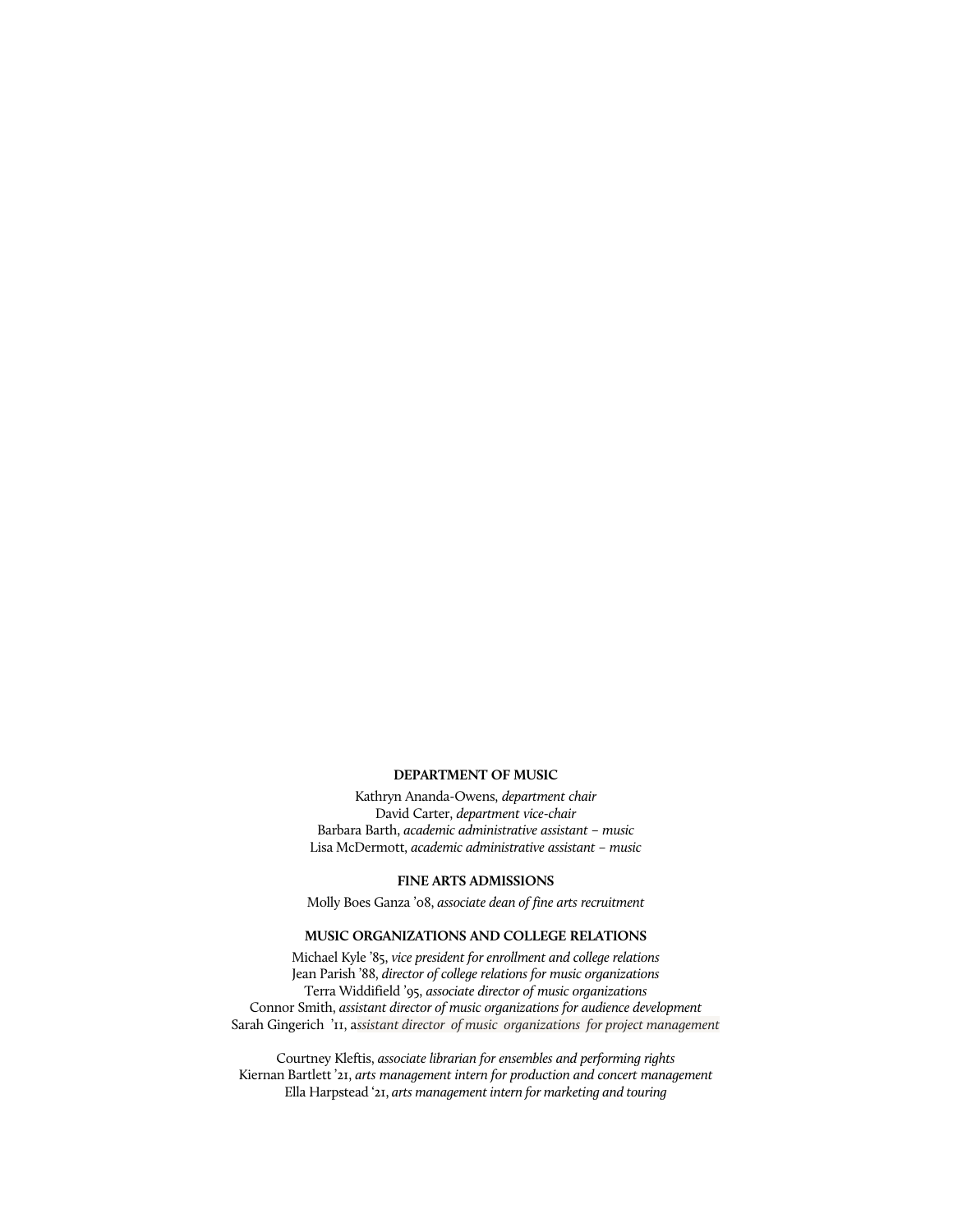**DEPARTMENT OF MUSIC**

Kathryn Ananda-Owens, *department chair*
David Carter, *department vice-chair*
Barbara Barth, *academic administrative assistant – music*
Lisa McDermott, *academic administrative assistant – music*

**FINE ARTS ADMISSIONS**

Molly Boes Ganza '08, *associate dean of fine arts recruitment*

**MUSIC ORGANIZATIONS AND COLLEGE RELATIONS**

Michael Kyle '85, *vice president for enrollment and college relations*
Jean Parish '88, *director of college relations for music organizations*
Terra Widdifield '95, *associate director of music organizations*
Connor Smith, *assistant director of music organizations for audience development*
Sarah Gingerich '11, a*ssistant director of music organizations for project management*

Courtney Kleftis, *associate librarian for ensembles and performing rights*
Kiernan Bartlett '21, *arts management intern for production and concert management*
Ella Harpstead '21, *arts management intern for marketing and touring*